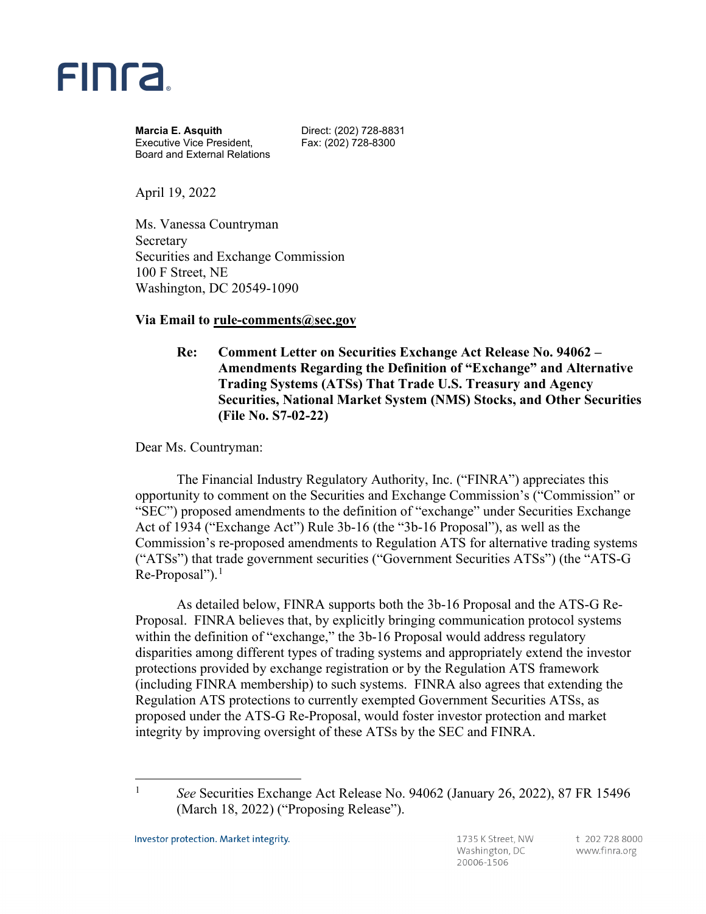**FINRA**

**Marcia E. Asquith**
Executive Vice President,
Board and External Relations

Direct: (202) 728-8831
Fax: (202) 728-8300

April 19, 2022

Ms. Vanessa Countryman
Secretary
Securities and Exchange Commission
100 F Street, NE
Washington, DC 20549-1090

**Via Email to rule-comments@sec.gov**

**Re: Comment Letter on Securities Exchange Act Release No. 94062 – Amendments Regarding the Definition of "Exchange" and Alternative Trading Systems (ATSs) That Trade U.S. Treasury and Agency Securities, National Market System (NMS) Stocks, and Other Securities (File No. S7-02-22)**

Dear Ms. Countryman:

The Financial Industry Regulatory Authority, Inc. ("FINRA") appreciates this opportunity to comment on the Securities and Exchange Commission's ("Commission" or "SEC") proposed amendments to the definition of "exchange" under Securities Exchange Act of 1934 ("Exchange Act") Rule 3b-16 (the "3b-16 Proposal"), as well as the Commission's re-proposed amendments to Regulation ATS for alternative trading systems ("ATSs") that trade government securities ("Government Securities ATSs") (the "ATS-G Re-Proposal").[1]

As detailed below, FINRA supports both the 3b-16 Proposal and the ATS-G Re-Proposal. FINRA believes that, by explicitly bringing communication protocol systems within the definition of "exchange," the 3b-16 Proposal would address regulatory disparities among different types of trading systems and appropriately extend the investor protections provided by exchange registration or by the Regulation ATS framework (including FINRA membership) to such systems. FINRA also agrees that extending the Regulation ATS protections to currently exempted Government Securities ATSs, as proposed under the ATS-G Re-Proposal, would foster investor protection and market integrity by improving oversight of these ATSs by the SEC and FINRA.

[1] *See* Securities Exchange Act Release No. 94062 (January 26, 2022), 87 FR 15496 (March 18, 2022) ("Proposing Release").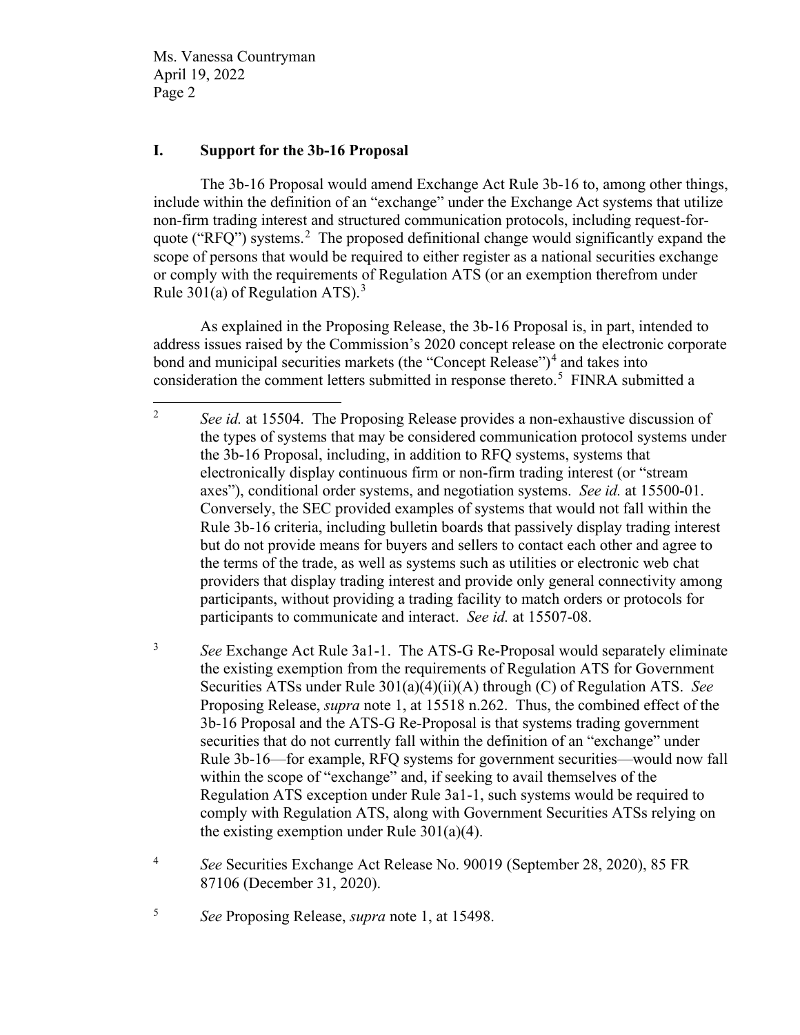## I. Support for the 3b-16 Proposal

The 3b-16 Proposal would amend Exchange Act Rule 3b-16 to, among other things, include within the definition of an "exchange" under the Exchange Act systems that utilize non-firm trading interest and structured communication protocols, including request-for-quote ("RFQ") systems.[2] The proposed definitional change would significantly expand the scope of persons that would be required to either register as a national securities exchange or comply with the requirements of Regulation ATS (or an exemption therefrom under Rule 301(a) of Regulation ATS).[3]

As explained in the Proposing Release, the 3b-16 Proposal is, in part, intended to address issues raised by the Commission's 2020 concept release on the electronic corporate bond and municipal securities markets (the "Concept Release")[4] and takes into consideration the comment letters submitted in response thereto.[5] FINRA submitted a

---

[2] *See id.* at 15504. The Proposing Release provides a non-exhaustive discussion of the types of systems that may be considered communication protocol systems under the 3b-16 Proposal, including, in addition to RFQ systems, systems that electronically display continuous firm or non-firm trading interest (or "stream axes"), conditional order systems, and negotiation systems. *See id.* at 15500-01. Conversely, the SEC provided examples of systems that would not fall within the Rule 3b-16 criteria, including bulletin boards that passively display trading interest but do not provide means for buyers and sellers to contact each other and agree to the terms of the trade, as well as systems such as utilities or electronic web chat providers that display trading interest and provide only general connectivity among participants, without providing a trading facility to match orders or protocols for participants to communicate and interact. *See id.* at 15507-08.

[3] *See* Exchange Act Rule 3a1-1. The ATS-G Re-Proposal would separately eliminate the existing exemption from the requirements of Regulation ATS for Government Securities ATSs under Rule 301(a)(4)(ii)(A) through (C) of Regulation ATS. *See* Proposing Release, *supra* note 1, at 15518 n.262. Thus, the combined effect of the 3b-16 Proposal and the ATS-G Re-Proposal is that systems trading government securities that do not currently fall within the definition of an "exchange" under Rule 3b-16—for example, RFQ systems for government securities—would now fall within the scope of "exchange" and, if seeking to avail themselves of the Regulation ATS exception under Rule 3a1-1, such systems would be required to comply with Regulation ATS, along with Government Securities ATSs relying on the existing exemption under Rule 301(a)(4).

[4] *See* Securities Exchange Act Release No. 90019 (September 28, 2020), 85 FR 87106 (December 31, 2020).

[5] *See* Proposing Release, *supra* note 1, at 15498.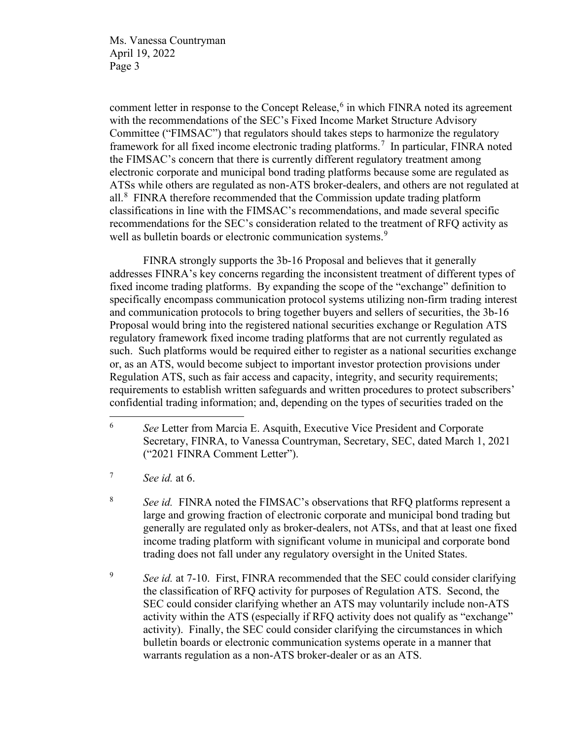comment letter in response to the Concept Release,[6] in which FINRA noted its agreement with the recommendations of the SEC's Fixed Income Market Structure Advisory Committee ("FIMSAC") that regulators should takes steps to harmonize the regulatory framework for all fixed income electronic trading platforms.[7] In particular, FINRA noted the FIMSAC's concern that there is currently different regulatory treatment among electronic corporate and municipal bond trading platforms because some are regulated as ATSs while others are regulated as non-ATS broker-dealers, and others are not regulated at all.[8] FINRA therefore recommended that the Commission update trading platform classifications in line with the FIMSAC's recommendations, and made several specific recommendations for the SEC's consideration related to the treatment of RFQ activity as well as bulletin boards or electronic communication systems.[9]

FINRA strongly supports the 3b-16 Proposal and believes that it generally addresses FINRA's key concerns regarding the inconsistent treatment of different types of fixed income trading platforms. By expanding the scope of the "exchange" definition to specifically encompass communication protocol systems utilizing non-firm trading interest and communication protocols to bring together buyers and sellers of securities, the 3b-16 Proposal would bring into the registered national securities exchange or Regulation ATS regulatory framework fixed income trading platforms that are not currently regulated as such. Such platforms would be required either to register as a national securities exchange or, as an ATS, would become subject to important investor protection provisions under Regulation ATS, such as fair access and capacity, integrity, and security requirements; requirements to establish written safeguards and written procedures to protect subscribers' confidential trading information; and, depending on the types of securities traded on the

---

[6] *See* Letter from Marcia E. Asquith, Executive Vice President and Corporate Secretary, FINRA, to Vanessa Countryman, Secretary, SEC, dated March 1, 2021 ("2021 FINRA Comment Letter").

[7] *See id.* at 6.

[8] *See id.* FINRA noted the FIMSAC's observations that RFQ platforms represent a large and growing fraction of electronic corporate and municipal bond trading but generally are regulated only as broker-dealers, not ATSs, and that at least one fixed income trading platform with significant volume in municipal and corporate bond trading does not fall under any regulatory oversight in the United States.

[9] *See id.* at 7-10. First, FINRA recommended that the SEC could consider clarifying the classification of RFQ activity for purposes of Regulation ATS. Second, the SEC could consider clarifying whether an ATS may voluntarily include non-ATS activity within the ATS (especially if RFQ activity does not qualify as "exchange" activity). Finally, the SEC could consider clarifying the circumstances in which bulletin boards or electronic communication systems operate in a manner that warrants regulation as a non-ATS broker-dealer or as an ATS.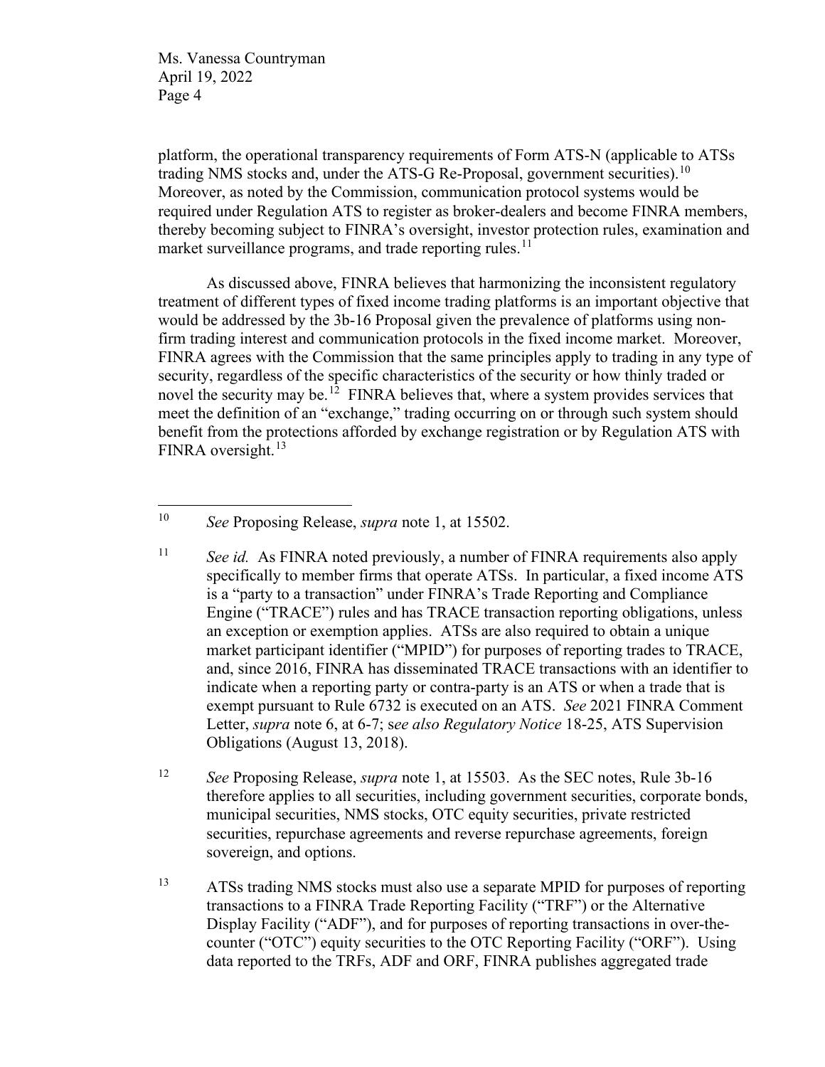platform, the operational transparency requirements of Form ATS-N (applicable to ATSs trading NMS stocks and, under the ATS-G Re-Proposal, government securities).[10] Moreover, as noted by the Commission, communication protocol systems would be required under Regulation ATS to register as broker-dealers and become FINRA members, thereby becoming subject to FINRA's oversight, investor protection rules, examination and market surveillance programs, and trade reporting rules.[11]

As discussed above, FINRA believes that harmonizing the inconsistent regulatory treatment of different types of fixed income trading platforms is an important objective that would be addressed by the 3b-16 Proposal given the prevalence of platforms using non-firm trading interest and communication protocols in the fixed income market. Moreover, FINRA agrees with the Commission that the same principles apply to trading in any type of security, regardless of the specific characteristics of the security or how thinly traded or novel the security may be.[12] FINRA believes that, where a system provides services that meet the definition of an "exchange," trading occurring on or through such system should benefit from the protections afforded by exchange registration or by Regulation ATS with FINRA oversight.[13]

---

[10] *See* Proposing Release, *supra* note 1, at 15502.

[11] *See id.* As FINRA noted previously, a number of FINRA requirements also apply specifically to member firms that operate ATSs. In particular, a fixed income ATS is a "party to a transaction" under FINRA's Trade Reporting and Compliance Engine ("TRACE") rules and has TRACE transaction reporting obligations, unless an exception or exemption applies. ATSs are also required to obtain a unique market participant identifier ("MPID") for purposes of reporting trades to TRACE, and, since 2016, FINRA has disseminated TRACE transactions with an identifier to indicate when a reporting party or contra-party is an ATS or when a trade that is exempt pursuant to Rule 6732 is executed on an ATS. *See* 2021 FINRA Comment Letter, *supra* note 6, at 6-7; s*ee also Regulatory Notice* 18-25, ATS Supervision Obligations (August 13, 2018).

[12] *See* Proposing Release, *supra* note 1, at 15503. As the SEC notes, Rule 3b-16 therefore applies to all securities, including government securities, corporate bonds, municipal securities, NMS stocks, OTC equity securities, private restricted securities, repurchase agreements and reverse repurchase agreements, foreign sovereign, and options.

[13] ATSs trading NMS stocks must also use a separate MPID for purposes of reporting transactions to a FINRA Trade Reporting Facility ("TRF") or the Alternative Display Facility ("ADF"), and for purposes of reporting transactions in over-the-counter ("OTC") equity securities to the OTC Reporting Facility ("ORF"). Using data reported to the TRFs, ADF and ORF, FINRA publishes aggregated trade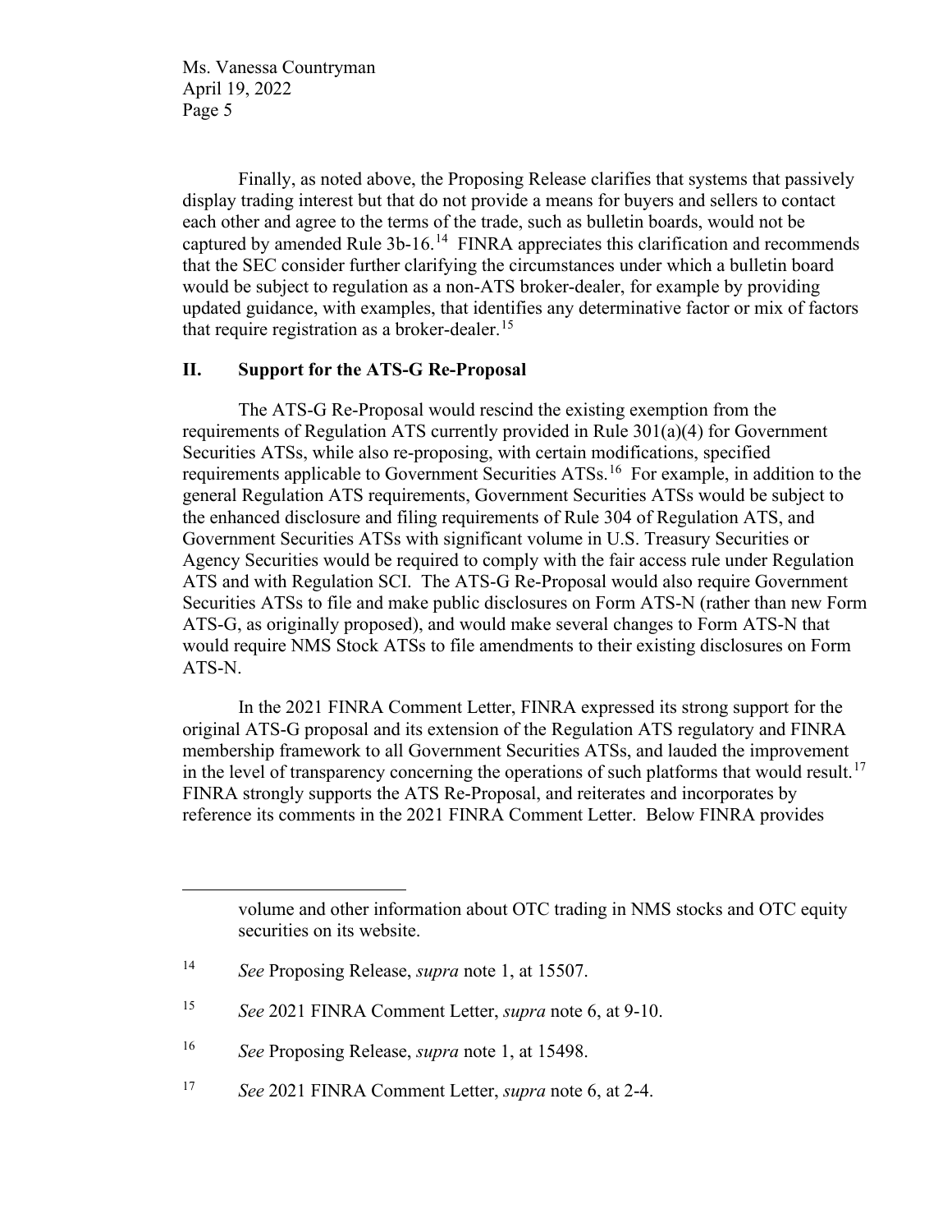Finally, as noted above, the Proposing Release clarifies that systems that passively display trading interest but that do not provide a means for buyers and sellers to contact each other and agree to the terms of the trade, such as bulletin boards, would not be captured by amended Rule 3b-16.[14] FINRA appreciates this clarification and recommends that the SEC consider further clarifying the circumstances under which a bulletin board would be subject to regulation as a non-ATS broker-dealer, for example by providing updated guidance, with examples, that identifies any determinative factor or mix of factors that require registration as a broker-dealer.[15]

## II. Support for the ATS-G Re-Proposal

The ATS-G Re-Proposal would rescind the existing exemption from the requirements of Regulation ATS currently provided in Rule 301(a)(4) for Government Securities ATSs, while also re-proposing, with certain modifications, specified requirements applicable to Government Securities ATSs.[16] For example, in addition to the general Regulation ATS requirements, Government Securities ATSs would be subject to the enhanced disclosure and filing requirements of Rule 304 of Regulation ATS, and Government Securities ATSs with significant volume in U.S. Treasury Securities or Agency Securities would be required to comply with the fair access rule under Regulation ATS and with Regulation SCI. The ATS-G Re-Proposal would also require Government Securities ATSs to file and make public disclosures on Form ATS-N (rather than new Form ATS-G, as originally proposed), and would make several changes to Form ATS-N that would require NMS Stock ATSs to file amendments to their existing disclosures on Form ATS-N.

In the 2021 FINRA Comment Letter, FINRA expressed its strong support for the original ATS-G proposal and its extension of the Regulation ATS regulatory and FINRA membership framework to all Government Securities ATSs, and lauded the improvement in the level of transparency concerning the operations of such platforms that would result.[17] FINRA strongly supports the ATS Re-Proposal, and reiterates and incorporates by reference its comments in the 2021 FINRA Comment Letter. Below FINRA provides

---

volume and other information about OTC trading in NMS stocks and OTC equity securities on its website.

[14] *See* Proposing Release, *supra* note 1, at 15507.

[15] *See* 2021 FINRA Comment Letter, *supra* note 6, at 9-10.

[16] *See* Proposing Release, *supra* note 1, at 15498.

[17] *See* 2021 FINRA Comment Letter, *supra* note 6, at 2-4.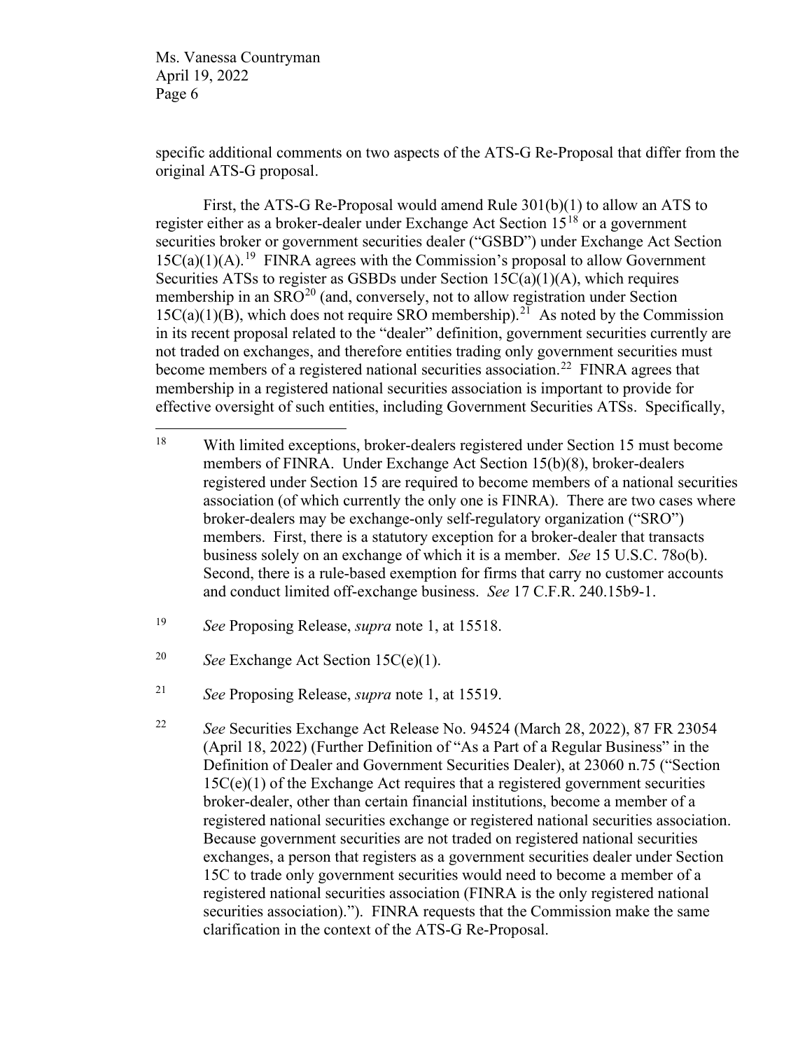specific additional comments on two aspects of the ATS-G Re-Proposal that differ from the original ATS-G proposal.

First, the ATS-G Re-Proposal would amend Rule 301(b)(1) to allow an ATS to register either as a broker-dealer under Exchange Act Section 15[18] or a government securities broker or government securities dealer ("GSBD") under Exchange Act Section 15C(a)(1)(A).[19] FINRA agrees with the Commission's proposal to allow Government Securities ATSs to register as GSBDs under Section 15C(a)(1)(A), which requires membership in an SRO[20] (and, conversely, not to allow registration under Section 15C(a)(1)(B), which does not require SRO membership).[21] As noted by the Commission in its recent proposal related to the "dealer" definition, government securities currently are not traded on exchanges, and therefore entities trading only government securities must become members of a registered national securities association.[22] FINRA agrees that membership in a registered national securities association is important to provide for effective oversight of such entities, including Government Securities ATSs. Specifically,

---

[18] With limited exceptions, broker-dealers registered under Section 15 must become members of FINRA. Under Exchange Act Section 15(b)(8), broker-dealers registered under Section 15 are required to become members of a national securities association (of which currently the only one is FINRA). There are two cases where broker-dealers may be exchange-only self-regulatory organization ("SRO") members. First, there is a statutory exception for a broker-dealer that transacts business solely on an exchange of which it is a member. *See* 15 U.S.C. 78o(b). Second, there is a rule-based exemption for firms that carry no customer accounts and conduct limited off-exchange business. *See* 17 C.F.R. 240.15b9-1.

[19] *See* Proposing Release, *supra* note 1, at 15518.

[20] *See* Exchange Act Section 15C(e)(1).

[21] *See* Proposing Release, *supra* note 1, at 15519.

[22] *See* Securities Exchange Act Release No. 94524 (March 28, 2022), 87 FR 23054 (April 18, 2022) (Further Definition of "As a Part of a Regular Business" in the Definition of Dealer and Government Securities Dealer), at 23060 n.75 ("Section 15C(e)(1) of the Exchange Act requires that a registered government securities broker-dealer, other than certain financial institutions, become a member of a registered national securities exchange or registered national securities association. Because government securities are not traded on registered national securities exchanges, a person that registers as a government securities dealer under Section 15C to trade only government securities would need to become a member of a registered national securities association (FINRA is the only registered national securities association)."). FINRA requests that the Commission make the same clarification in the context of the ATS-G Re-Proposal.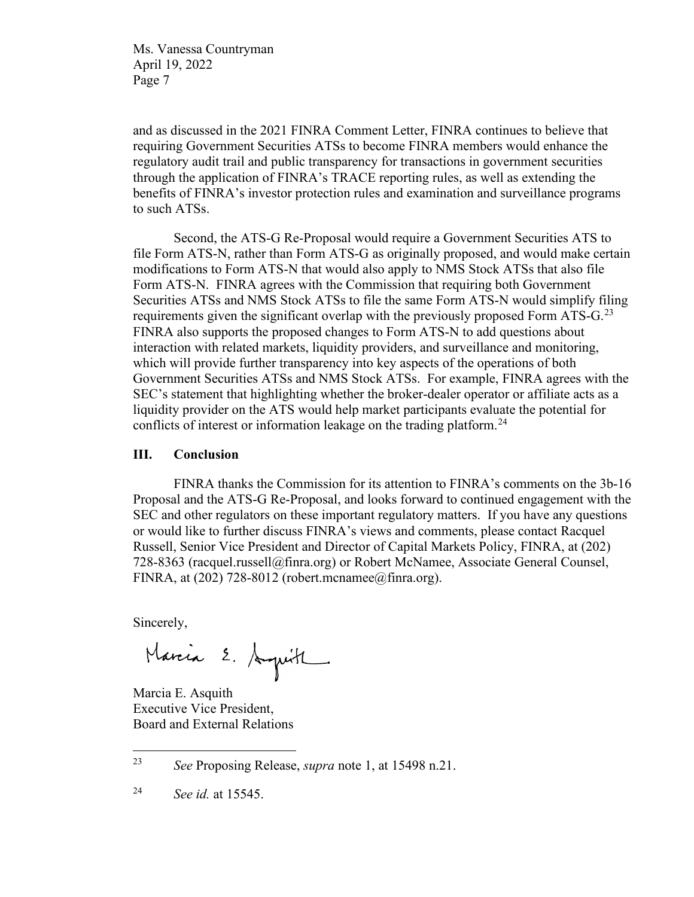and as discussed in the 2021 FINRA Comment Letter, FINRA continues to believe that requiring Government Securities ATSs to become FINRA members would enhance the regulatory audit trail and public transparency for transactions in government securities through the application of FINRA's TRACE reporting rules, as well as extending the benefits of FINRA's investor protection rules and examination and surveillance programs to such ATSs.

Second, the ATS-G Re-Proposal would require a Government Securities ATS to file Form ATS-N, rather than Form ATS-G as originally proposed, and would make certain modifications to Form ATS-N that would also apply to NMS Stock ATSs that also file Form ATS-N. FINRA agrees with the Commission that requiring both Government Securities ATSs and NMS Stock ATSs to file the same Form ATS-N would simplify filing requirements given the significant overlap with the previously proposed Form ATS-G.[23] FINRA also supports the proposed changes to Form ATS-N to add questions about interaction with related markets, liquidity providers, and surveillance and monitoring, which will provide further transparency into key aspects of the operations of both Government Securities ATSs and NMS Stock ATSs. For example, FINRA agrees with the SEC's statement that highlighting whether the broker-dealer operator or affiliate acts as a liquidity provider on the ATS would help market participants evaluate the potential for conflicts of interest or information leakage on the trading platform.[24]

## III. Conclusion

FINRA thanks the Commission for its attention to FINRA's comments on the 3b-16 Proposal and the ATS-G Re-Proposal, and looks forward to continued engagement with the SEC and other regulators on these important regulatory matters. If you have any questions or would like to further discuss FINRA's views and comments, please contact Racquel Russell, Senior Vice President and Director of Capital Markets Policy, FINRA, at (202) 728-8363 (racquel.russell@finra.org) or Robert McNamee, Associate General Counsel, FINRA, at (202) 728-8012 (robert.mcnamee@finra.org).

Sincerely,

Marcia E. Asquith

Marcia E. Asquith
Executive Vice President,
Board and External Relations

---

[23] *See* Proposing Release, *supra* note 1, at 15498 n.21.

[24] *See id.* at 15545.